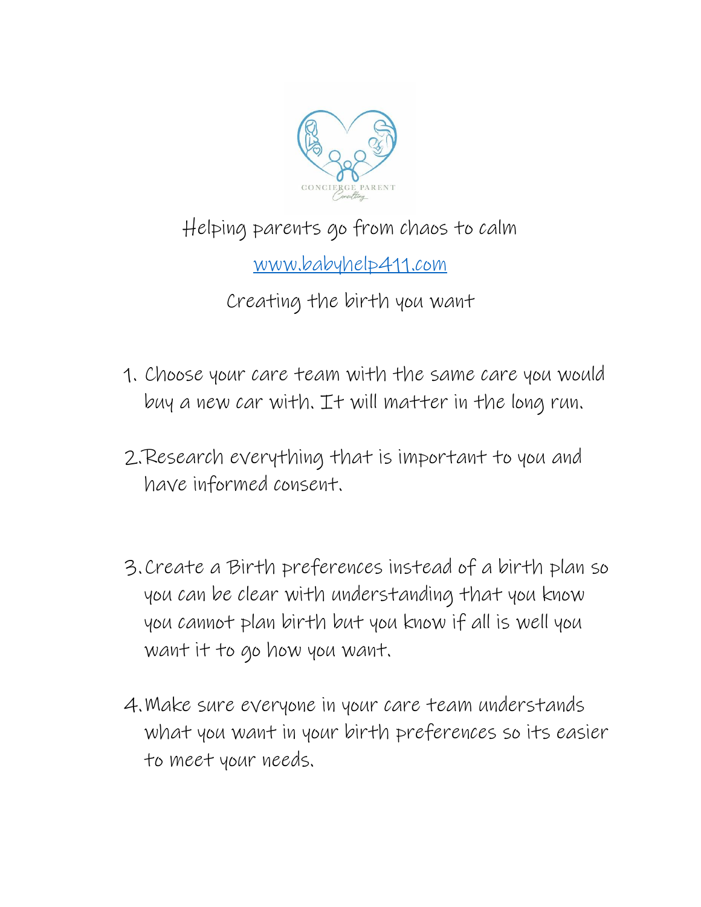CONCIERGE PARENT
Consulting

Helping parents go from chaos to calm

www.babyhelp411.com

Creating the birth you want

1. Choose your care team with the same care you would buy a new car with. It will matter in the long run.

2. Research everything that is important to you and have informed consent.

3. Create a Birth preferences instead of a birth plan so you can be clear with understanding that you know you cannot plan birth but you know if all is well you want it to go how you want.

4. Make sure everyone in your care team understands what you want in your birth preferences so its easier to meet your needs.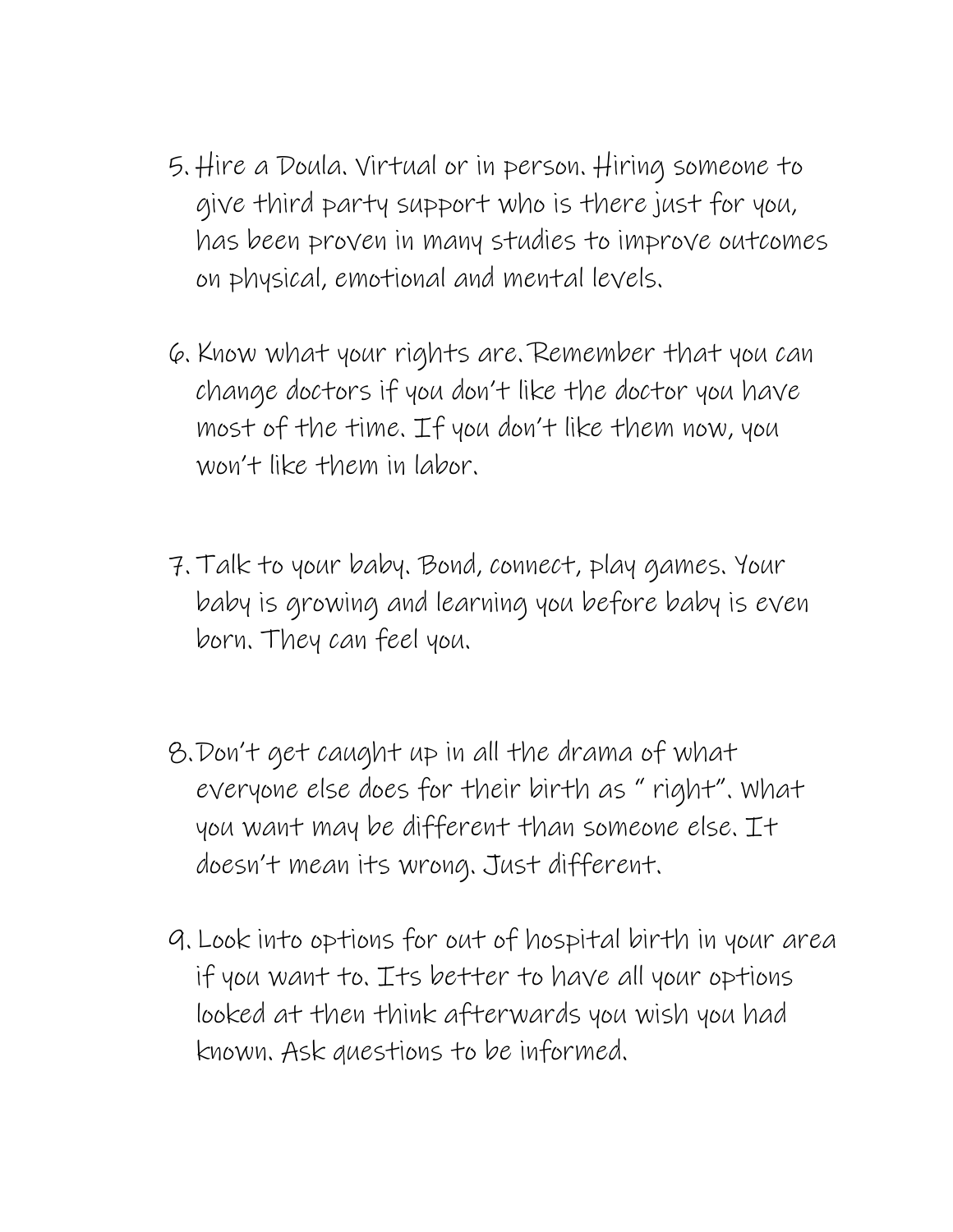5. Hire a Doula. Virtual or in person. Hiring someone to give third party support who is there just for you, has been proven in many studies to improve outcomes on physical, emotional and mental levels.

6. Know what your rights are. Remember that you can change doctors if you don't like the doctor you have most of the time. If you don't like them now, you won't like them in labor.

7. Talk to your baby. Bond, connect, play games. Your baby is growing and learning you before baby is even born. They can feel you.

8. Don't get caught up in all the drama of what everyone else does for their birth as " right". What you want may be different than someone else. It doesn't mean its wrong. Just different.

9. Look into options for out of hospital birth in your area if you want to. Its better to have all your options looked at then think afterwards you wish you had known. Ask questions to be informed.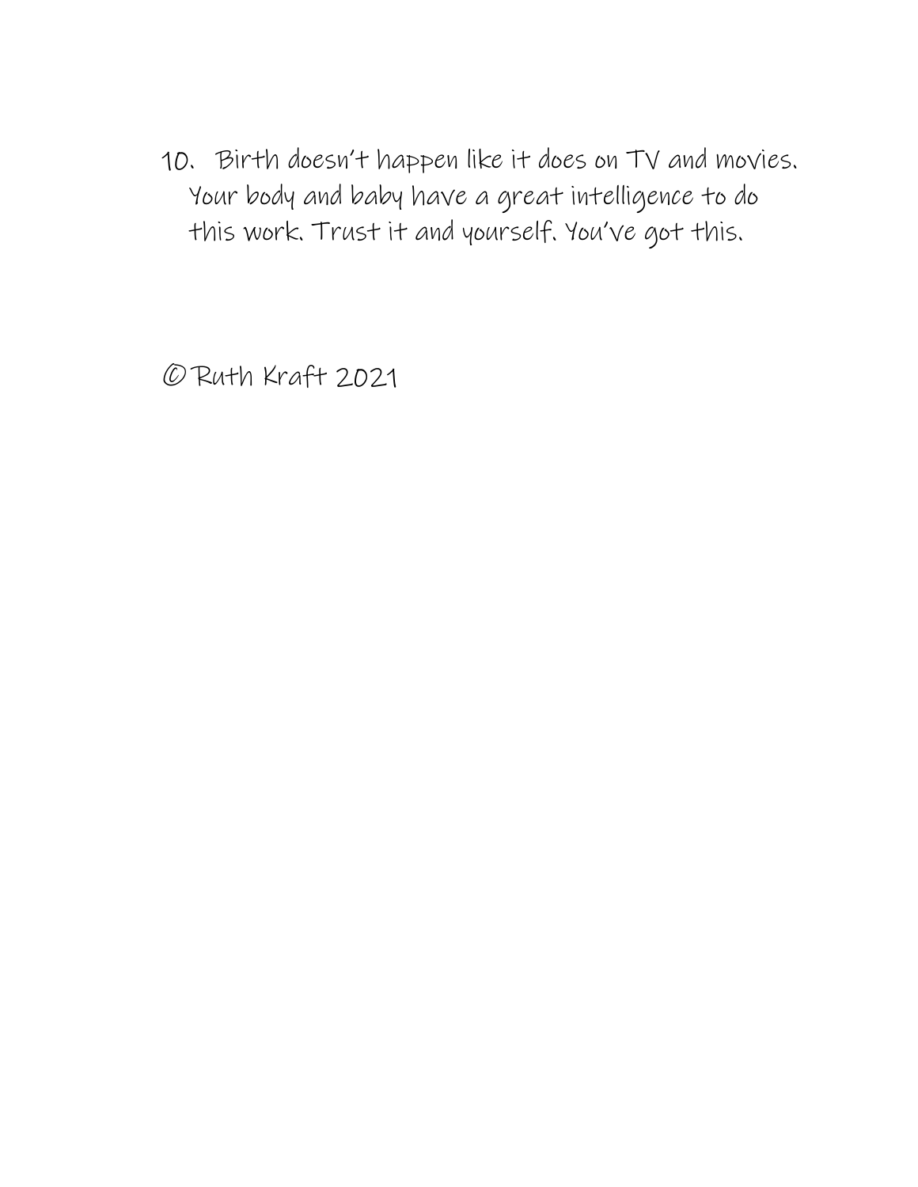10. Birth doesn't happen like it does on TV and movies. Your body and baby have a great intelligence to do this work. Trust it and yourself. You've got this.

© Ruth Kraft 2021